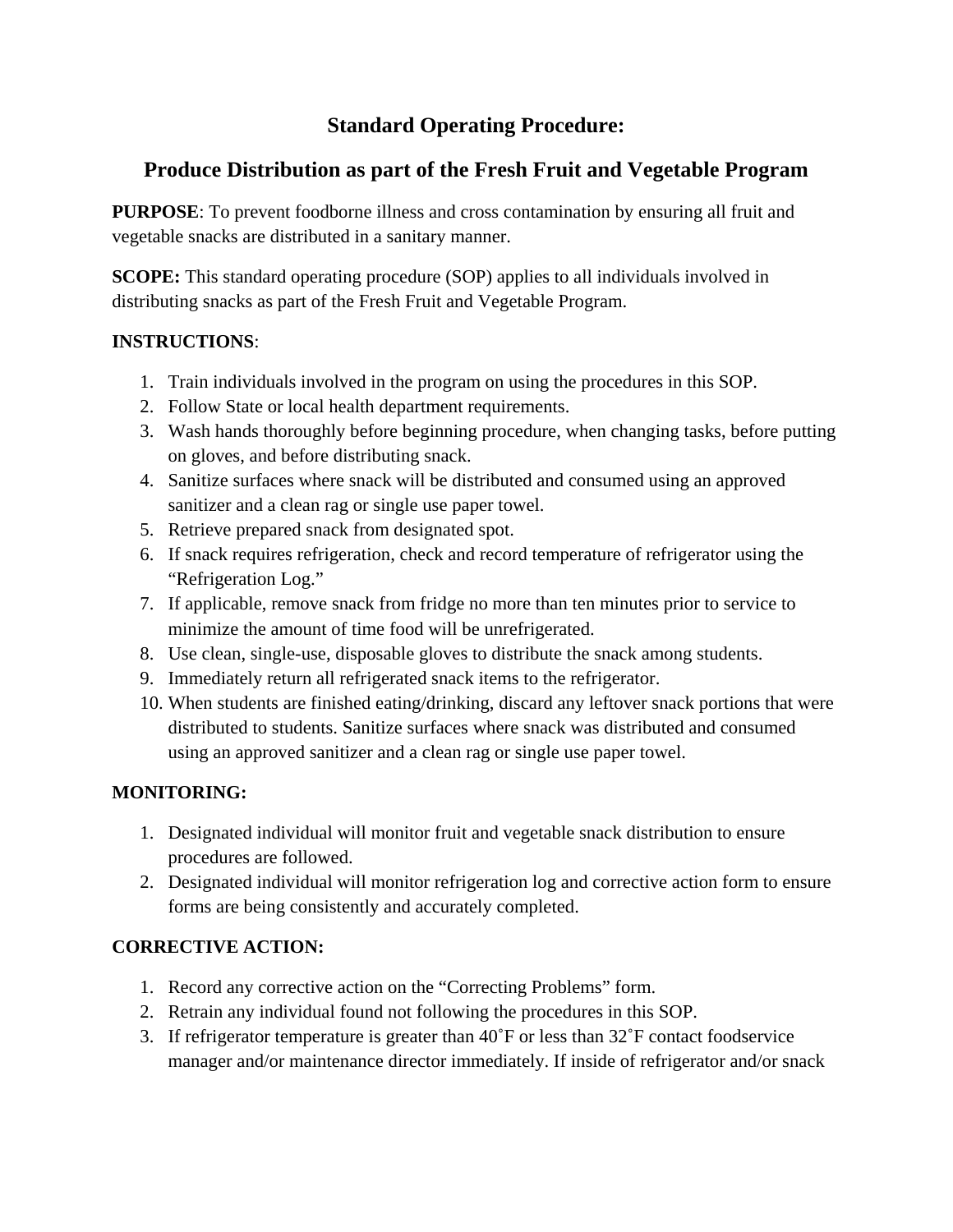# Standard Operating Procedure:

## Produce Distribution as part of the Fresh Fruit and Vegetable Program

**PURPOSE**: To prevent foodborne illness and cross contamination by ensuring all fruit and vegetable snacks are distributed in a sanitary manner.

**SCOPE:** This standard operating procedure (SOP) applies to all individuals involved in distributing snacks as part of the Fresh Fruit and Vegetable Program.

**INSTRUCTIONS**:

1. Train individuals involved in the program on using the procedures in this SOP.
2. Follow State or local health department requirements.
3. Wash hands thoroughly before beginning procedure, when changing tasks, before putting on gloves, and before distributing snack.
4. Sanitize surfaces where snack will be distributed and consumed using an approved sanitizer and a clean rag or single use paper towel.
5. Retrieve prepared snack from designated spot.
6. If snack requires refrigeration, check and record temperature of refrigerator using the "Refrigeration Log."
7. If applicable, remove snack from fridge no more than ten minutes prior to service to minimize the amount of time food will be unrefrigerated.
8. Use clean, single-use, disposable gloves to distribute the snack among students.
9. Immediately return all refrigerated snack items to the refrigerator.
10. When students are finished eating/drinking, discard any leftover snack portions that were distributed to students. Sanitize surfaces where snack was distributed and consumed using an approved sanitizer and a clean rag or single use paper towel.

**MONITORING:**

1. Designated individual will monitor fruit and vegetable snack distribution to ensure procedures are followed.
2. Designated individual will monitor refrigeration log and corrective action form to ensure forms are being consistently and accurately completed.

**CORRECTIVE ACTION:**

1. Record any corrective action on the "Correcting Problems" form.
2. Retrain any individual found not following the procedures in this SOP.
3. If refrigerator temperature is greater than 40˚F or less than 32˚F contact foodservice manager and/or maintenance director immediately. If inside of refrigerator and/or snack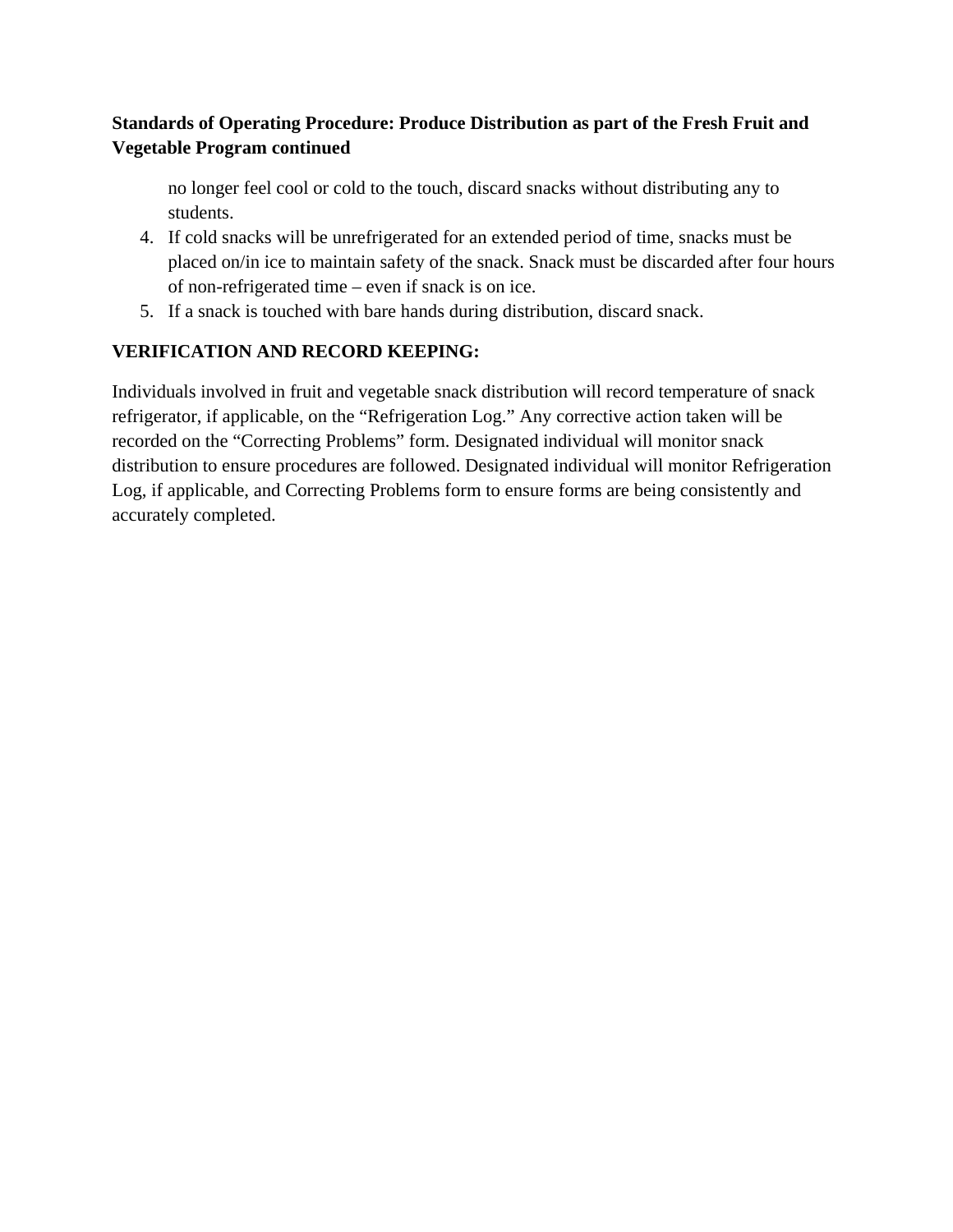**Standards of Operating Procedure: Produce Distribution as part of the Fresh Fruit and Vegetable Program continued**

no longer feel cool or cold to the touch, discard snacks without distributing any to students.

4. If cold snacks will be unrefrigerated for an extended period of time, snacks must be placed on/in ice to maintain safety of the snack. Snack must be discarded after four hours of non-refrigerated time – even if snack is on ice.
5. If a snack is touched with bare hands during distribution, discard snack.

**VERIFICATION AND RECORD KEEPING:**

Individuals involved in fruit and vegetable snack distribution will record temperature of snack refrigerator, if applicable, on the "Refrigeration Log." Any corrective action taken will be recorded on the "Correcting Problems" form. Designated individual will monitor snack distribution to ensure procedures are followed. Designated individual will monitor Refrigeration Log, if applicable, and Correcting Problems form to ensure forms are being consistently and accurately completed.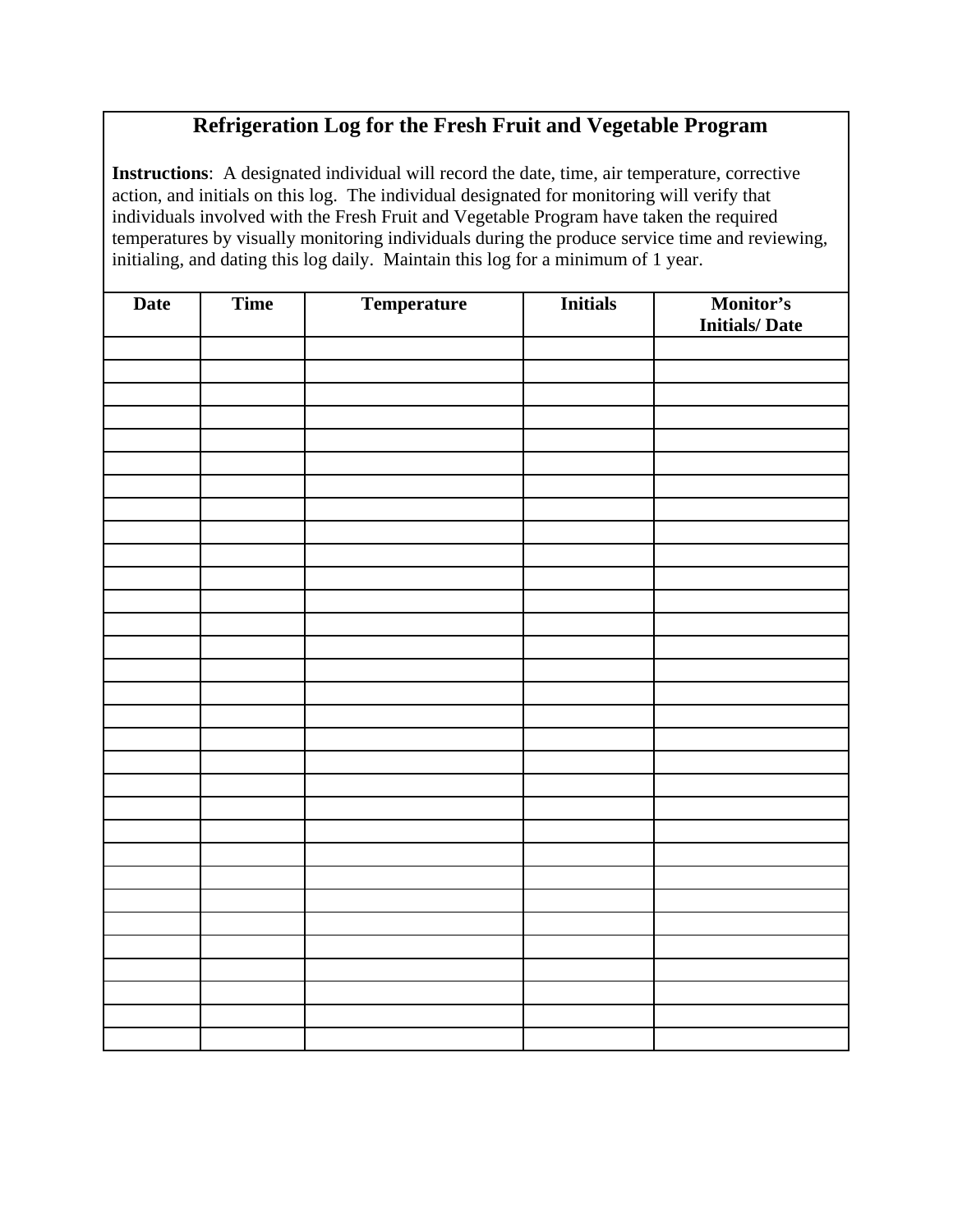# Refrigeration Log for the Fresh Fruit and Vegetable Program

**Instructions**: A designated individual will record the date, time, air temperature, corrective action, and initials on this log. The individual designated for monitoring will verify that individuals involved with the Fresh Fruit and Vegetable Program have taken the required temperatures by visually monitoring individuals during the produce service time and reviewing, initialing, and dating this log daily. Maintain this log for a minimum of 1 year.

| Date | Time | Temperature | Initials | Monitor's Initials/ Date |
|---|---|---|---|---|
| | | | | |
| | | | | |
| | | | | |
| | | | | |
| | | | | |
| | | | | |
| | | | | |
| | | | | |
| | | | | |
| | | | | |
| | | | | |
| | | | | |
| | | | | |
| | | | | |
| | | | | |
| | | | | |
| | | | | |
| | | | | |
| | | | | |
| | | | | |
| | | | | |
| | | | | |
| | | | | |
| | | | | |
| | | | | |
| | | | | |
| | | | | |
| | | | | |
| | | | | |
| | | | | |
| | | | | |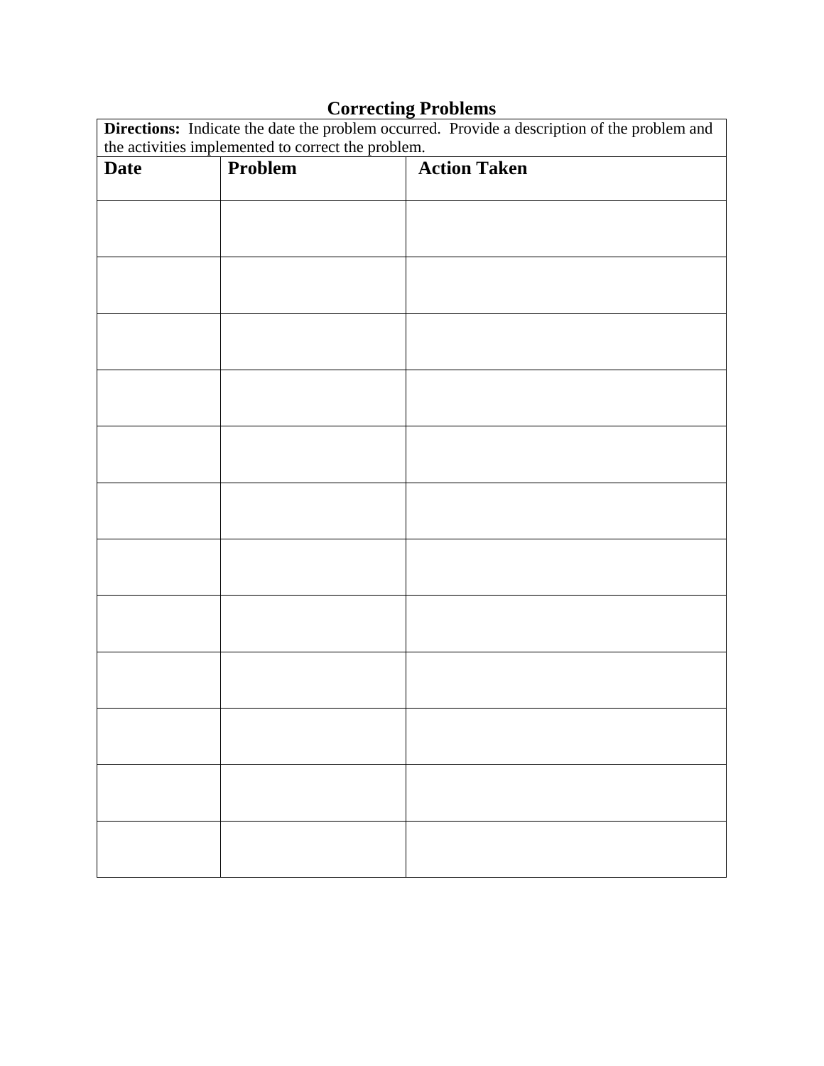# Correcting Problems

**Directions:** Indicate the date the problem occurred. Provide a description of the problem and the activities implemented to correct the problem.

| Date | Problem | Action Taken |
|---|---|---|
| | | |
| | | |
| | | |
| | | |
| | | |
| | | |
| | | |
| | | |
| | | |
| | | |
| | | |
| | | |